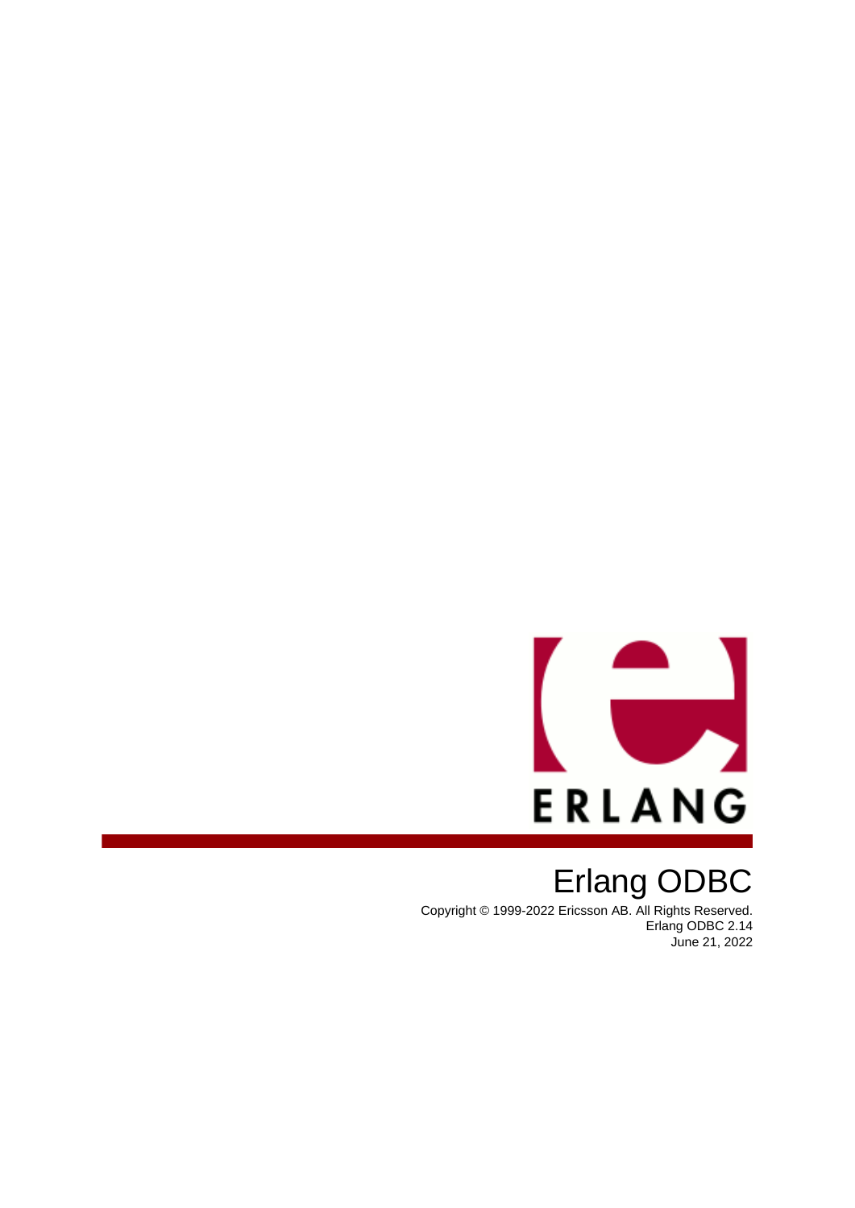# Erlang ODBC

Copyright © 1999-2022 Ericsson AB. All Rights Reserved.
Erlang ODBC 2.14
June 21, 2022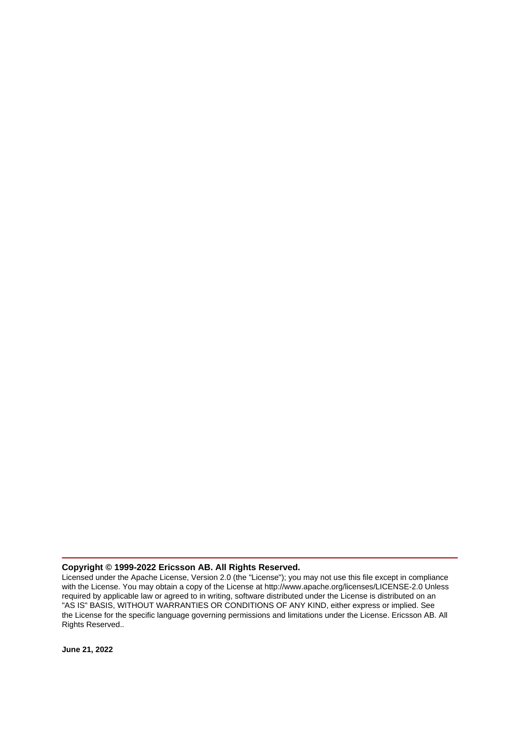**Copyright © 1999-2022 Ericsson AB. All Rights Reserved.**

Licensed under the Apache License, Version 2.0 (the "License"); you may not use this file except in compliance with the License. You may obtain a copy of the License at http://www.apache.org/licenses/LICENSE-2.0 Unless required by applicable law or agreed to in writing, software distributed under the License is distributed on an "AS IS" BASIS, WITHOUT WARRANTIES OR CONDITIONS OF ANY KIND, either express or implied. See the License for the specific language governing permissions and limitations under the License. Ericsson AB. All Rights Reserved..

**June 21, 2022**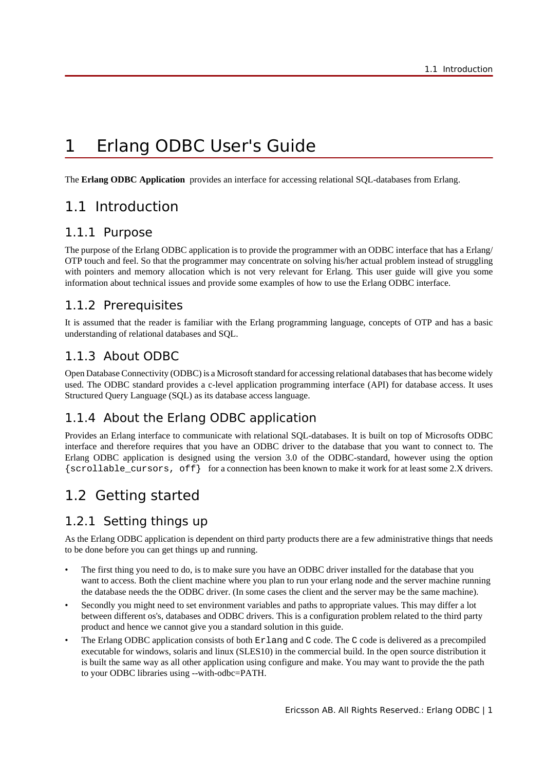# 1 Erlang ODBC User's Guide

The **Erlang ODBC Application** provides an interface for accessing relational SQL-databases from Erlang.

## 1.1 Introduction

### 1.1.1 Purpose

The purpose of the Erlang ODBC application is to provide the programmer with an ODBC interface that has a Erlang/OTP touch and feel. So that the programmer may concentrate on solving his/her actual problem instead of struggling with pointers and memory allocation which is not very relevant for Erlang. This user guide will give you some information about technical issues and provide some examples of how to use the Erlang ODBC interface.

### 1.1.2 Prerequisites

It is assumed that the reader is familiar with the Erlang programming language, concepts of OTP and has a basic understanding of relational databases and SQL.

### 1.1.3 About ODBC

Open Database Connectivity (ODBC) is a Microsoft standard for accessing relational databases that has become widely used. The ODBC standard provides a c-level application programming interface (API) for database access. It uses Structured Query Language (SQL) as its database access language.

### 1.1.4 About the Erlang ODBC application

Provides an Erlang interface to communicate with relational SQL-databases. It is built on top of Microsofts ODBC interface and therefore requires that you have an ODBC driver to the database that you want to connect to. The Erlang ODBC application is designed using the version 3.0 of the ODBC-standard, however using the option `{scrollable_cursors, off}` for a connection has been known to make it work for at least some 2.X drivers.

## 1.2 Getting started

### 1.2.1 Setting things up

As the Erlang ODBC application is dependent on third party products there are a few administrative things that needs to be done before you can get things up and running.

- The first thing you need to do, is to make sure you have an ODBC driver installed for the database that you want to access. Both the client machine where you plan to run your erlang node and the server machine running the database needs the the ODBC driver. (In some cases the client and the server may be the same machine).
- Secondly you might need to set environment variables and paths to appropriate values. This may differ a lot between different os's, databases and ODBC drivers. This is a configuration problem related to the third party product and hence we cannot give you a standard solution in this guide.
- The Erlang ODBC application consists of both `Erlang` and `C` code. The `C` code is delivered as a precompiled executable for windows, solaris and linux (SLES10) in the commercial build. In the open source distribution it is built the same way as all other application using configure and make. You may want to provide the the path to your ODBC libraries using --with-odbc=PATH.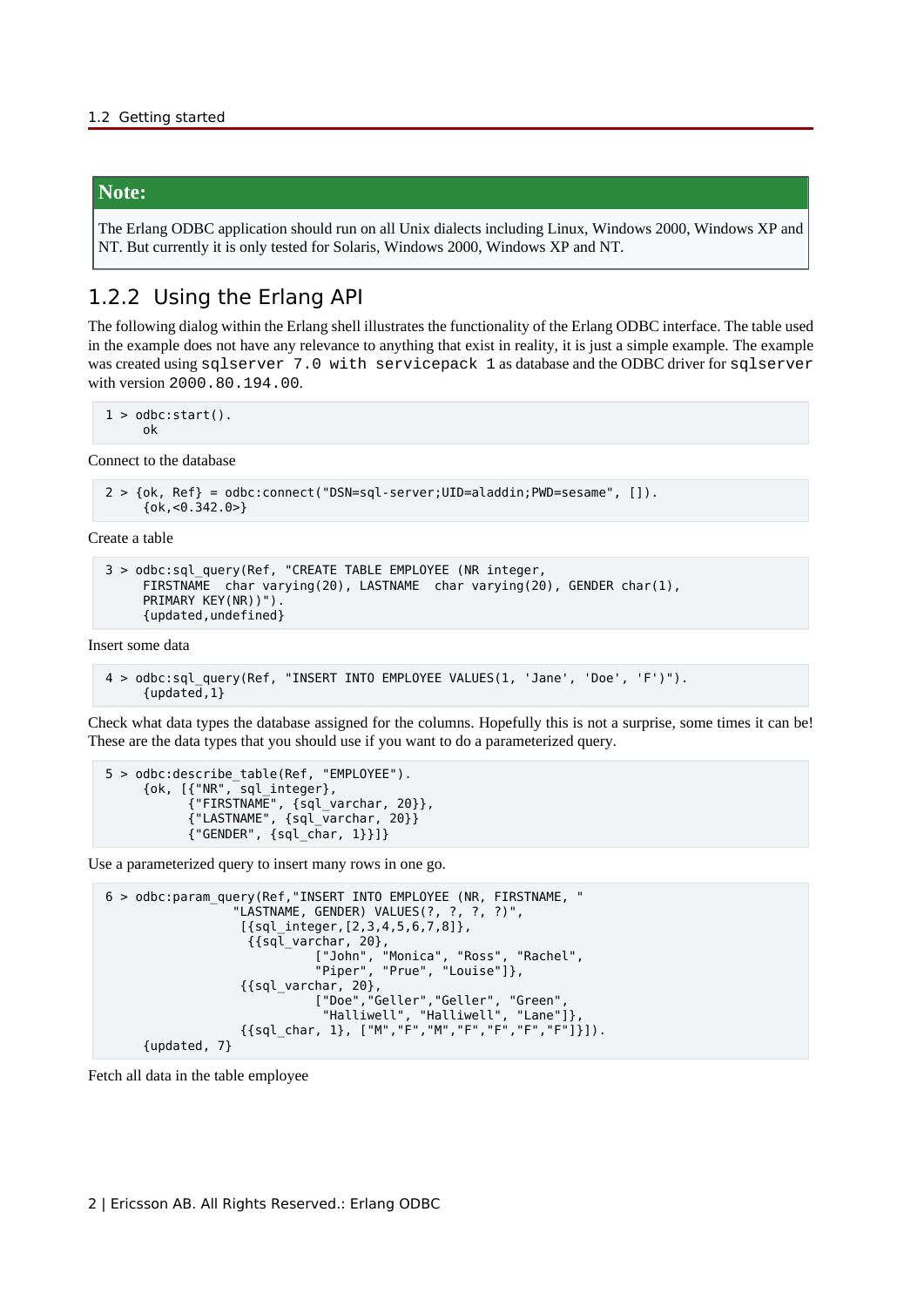**Note:**

The Erlang ODBC application should run on all Unix dialects including Linux, Windows 2000, Windows XP and NT. But currently it is only tested for Solaris, Windows 2000, Windows XP and NT.

### 1.2.2 Using the Erlang API

The following dialog within the Erlang shell illustrates the functionality of the Erlang ODBC interface. The table used in the example does not have any relevance to anything that exist in reality, it is just a simple example. The example was created using `sqlserver 7.0 with servicepack 1` as database and the ODBC driver for `sqlserver` with version `2000.80.194.00`.

```
 1 > odbc:start().
     ok
```

Connect to the database

```
 2 > {ok, Ref} = odbc:connect("DSN=sql-server;UID=aladdin;PWD=sesame", []).
     {ok,<0.342.0>}
```

Create a table

```
 3 > odbc:sql_query(Ref, "CREATE TABLE EMPLOYEE (NR integer,
     FIRSTNAME  char varying(20), LASTNAME  char varying(20), GENDER char(1),
     PRIMARY KEY(NR))").
     {updated,undefined}
```

Insert some data

```
 4 > odbc:sql_query(Ref, "INSERT INTO EMPLOYEE VALUES(1, 'Jane', 'Doe', 'F')").
     {updated,1}
```

Check what data types the database assigned for the columns. Hopefully this is not a surprise, some times it can be! These are the data types that you should use if you want to do a parameterized query.

```
 5 > odbc:describe_table(Ref, "EMPLOYEE").
     {ok, [{"NR", sql_integer},
           {"FIRSTNAME", {sql_varchar, 20}},
           {"LASTNAME", {sql_varchar, 20}}
           {"GENDER", {sql_char, 1}}]}
```

Use a parameterized query to insert many rows in one go.

```
 6 > odbc:param_query(Ref,"INSERT INTO EMPLOYEE (NR, FIRSTNAME, "
                  "LASTNAME, GENDER) VALUES(?, ?, ?, ?)",
                   [{sql_integer,[2,3,4,5,6,7,8]},
                    {{sql_varchar, 20},
                             ["John", "Monica", "Ross", "Rachel",
                             "Piper", "Prue", "Louise"]},
                   {{sql_varchar, 20},
                             ["Doe","Geller","Geller", "Green",
                              "Halliwell", "Halliwell", "Lane"]},
                   {{sql_char, 1}, ["M","F","M","F","F","F","F"]}]).
     {updated, 7}
```

Fetch all data in the table employee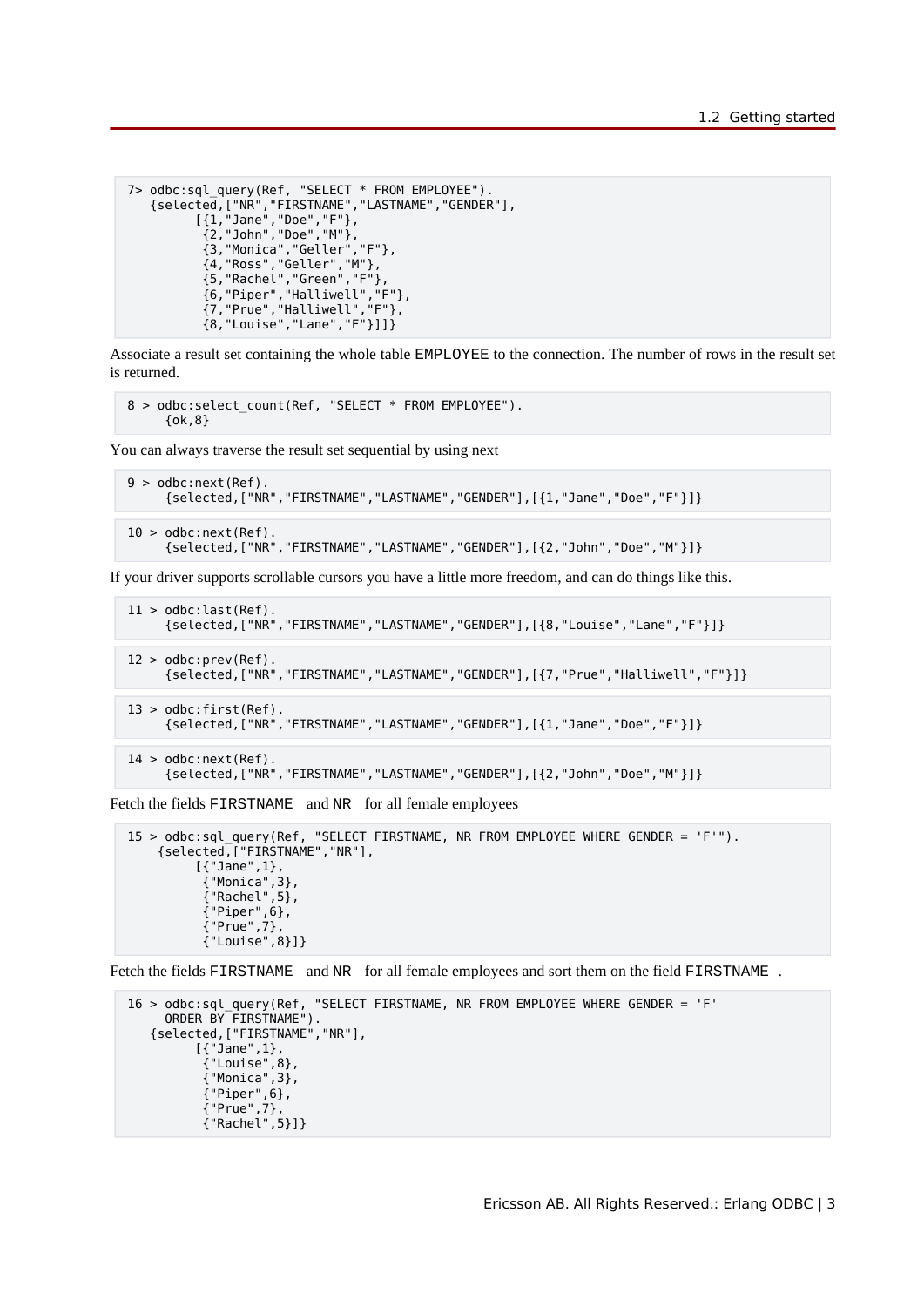```
7> odbc:sql_query(Ref, "SELECT * FROM EMPLOYEE").
   {selected,["NR","FIRSTNAME","LASTNAME","GENDER"],
         [{1,"Jane","Doe","F"},
          {2,"John","Doe","M"},
          {3,"Monica","Geller","F"},
          {4,"Ross","Geller","M"},
          {5,"Rachel","Green","F"},
          {6,"Piper","Halliwell","F"},
          {7,"Prue","Halliwell","F"},
          {8,"Louise","Lane","F"}]]}
```

Associate a result set containing the whole table EMPLOYEE to the connection. The number of rows in the result set is returned.

```
8 > odbc:select_count(Ref, "SELECT * FROM EMPLOYEE").
     {ok,8}
```

You can always traverse the result set sequential by using next

```
9 > odbc:next(Ref).
     {selected,["NR","FIRSTNAME","LASTNAME","GENDER"],[{1,"Jane","Doe","F"}]}
```

```
10 > odbc:next(Ref).
     {selected,["NR","FIRSTNAME","LASTNAME","GENDER"],[{2,"John","Doe","M"}]}
```

If your driver supports scrollable cursors you have a little more freedom, and can do things like this.

```
11 > odbc:last(Ref).
     {selected,["NR","FIRSTNAME","LASTNAME","GENDER"],[{8,"Louise","Lane","F"}]}
```

```
12 > odbc:prev(Ref).
     {selected,["NR","FIRSTNAME","LASTNAME","GENDER"],[{7,"Prue","Halliwell","F"}]}
```

```
13 > odbc:first(Ref).
     {selected,["NR","FIRSTNAME","LASTNAME","GENDER"],[{1,"Jane","Doe","F"}]}
```

```
14 > odbc:next(Ref).
     {selected,["NR","FIRSTNAME","LASTNAME","GENDER"],[{2,"John","Doe","M"}]}
```

Fetch the fields FIRSTNAME and NR for all female employees

```
15 > odbc:sql_query(Ref, "SELECT FIRSTNAME, NR FROM EMPLOYEE WHERE GENDER = 'F'").
    {selected,["FIRSTNAME","NR"],
         [{"Jane",1},
          {"Monica",3},
          {"Rachel",5},
          {"Piper",6},
          {"Prue",7},
          {"Louise",8}]}
```

Fetch the fields FIRSTNAME and NR for all female employees and sort them on the field FIRSTNAME .

```
16 > odbc:sql_query(Ref, "SELECT FIRSTNAME, NR FROM EMPLOYEE WHERE GENDER = 'F'
     ORDER BY FIRSTNAME").
   {selected,["FIRSTNAME","NR"],
         [{"Jane",1},
          {"Louise",8},
          {"Monica",3},
          {"Piper",6},
          {"Prue",7},
          {"Rachel",5}]}
```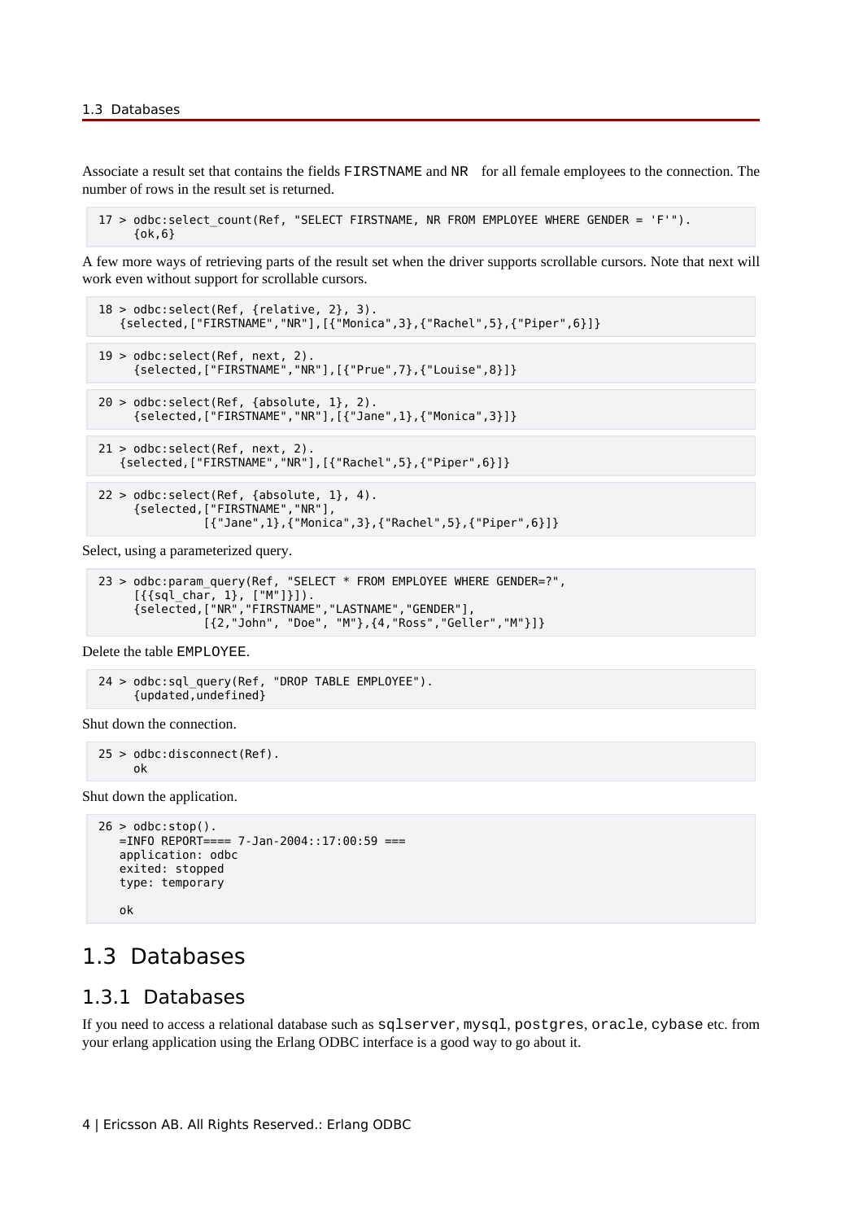Associate a result set that contains the fields FIRSTNAME and NR for all female employees to the connection. The number of rows in the result set is returned.

```
17 > odbc:select_count(Ref, "SELECT FIRSTNAME, NR FROM EMPLOYEE WHERE GENDER = 'F'").
     {ok,6}
```

A few more ways of retrieving parts of the result set when the driver supports scrollable cursors. Note that next will work even without support for scrollable cursors.

```
18 > odbc:select(Ref, {relative, 2}, 3).
   {selected,["FIRSTNAME","NR"],[{"Monica",3},{"Rachel",5},{"Piper",6}]}
```

```
19 > odbc:select(Ref, next, 2).
     {selected,["FIRSTNAME","NR"],[{"Prue",7},{"Louise",8}]}
```

```
20 > odbc:select(Ref, {absolute, 1}, 2).
     {selected,["FIRSTNAME","NR"],[{"Jane",1},{"Monica",3}]}
```

```
21 > odbc:select(Ref, next, 2).
   {selected,["FIRSTNAME","NR"],[{"Rachel",5},{"Piper",6}]}
```

```
22 > odbc:select(Ref, {absolute, 1}, 4).
     {selected,["FIRSTNAME","NR"],
               [{"Jane",1},{"Monica",3},{"Rachel",5},{"Piper",6}]}
```

Select, using a parameterized query.

```
23 > odbc:param_query(Ref, "SELECT * FROM EMPLOYEE WHERE GENDER=?",
     [{{sql_char, 1}, ["M"]}]).
     {selected,["NR","FIRSTNAME","LASTNAME","GENDER"],
               [{2,"John", "Doe", "M"},{4,"Ross","Geller","M"}]}
```

Delete the table EMPLOYEE.

```
24 > odbc:sql_query(Ref, "DROP TABLE EMPLOYEE").
     {updated,undefined}
```

Shut down the connection.

```
25 > odbc:disconnect(Ref).
     ok
```

Shut down the application.

```
26 > odbc:stop().
   =INFO REPORT==== 7-Jan-2004::17:00:59 ===
   application: odbc
   exited: stopped
   type: temporary

   ok
```

## 1.3 Databases

### 1.3.1 Databases

If you need to access a relational database such as sqlserver, mysql, postgres, oracle, cybase etc. from your erlang application using the Erlang ODBC interface is a good way to go about it.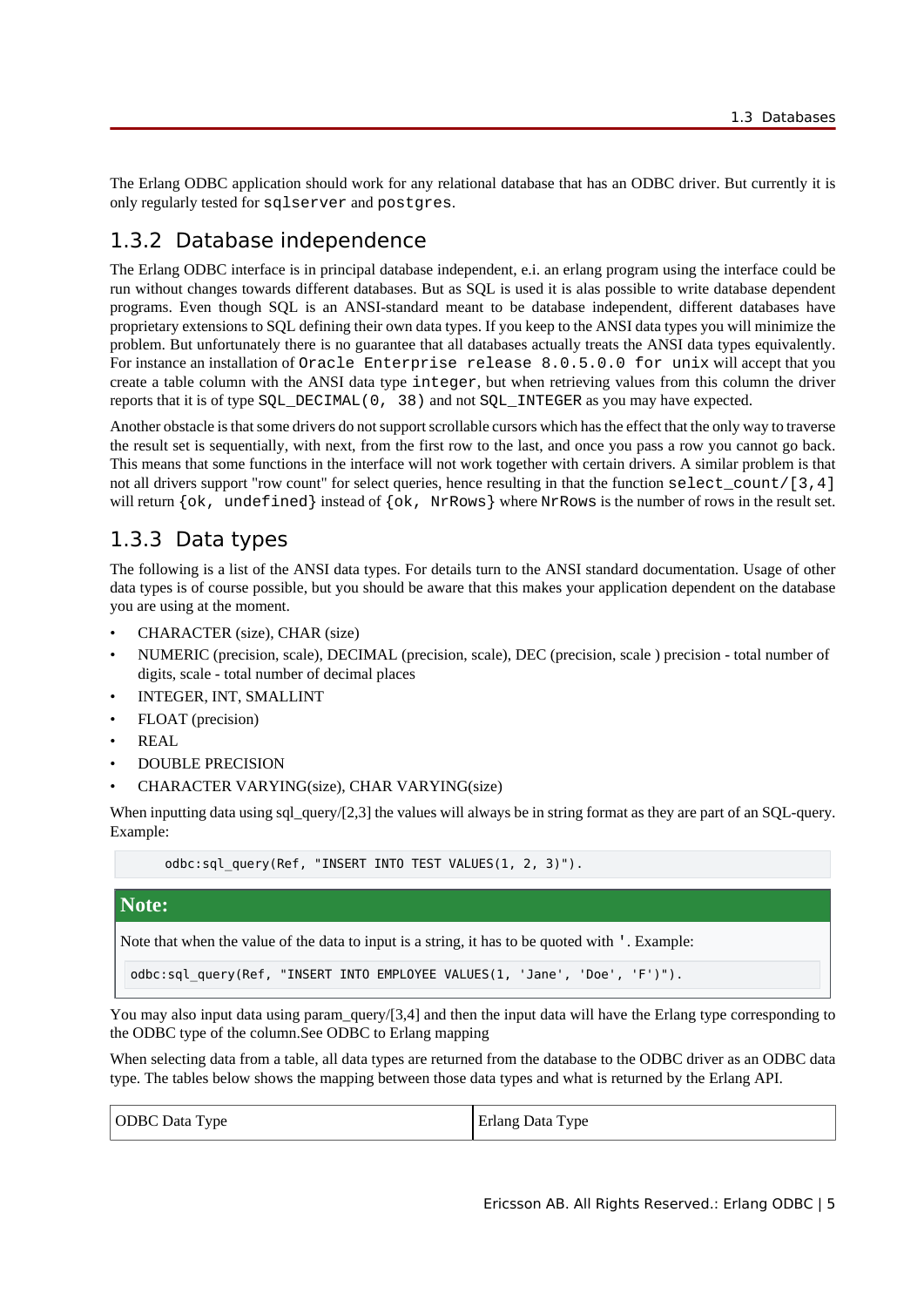The Erlang ODBC application should work for any relational database that has an ODBC driver. But currently it is only regularly tested for `sqlserver` and `postgres`.

## 1.3.2 Database independence

The Erlang ODBC interface is in principal database independent, e.i. an erlang program using the interface could be run without changes towards different databases. But as SQL is used it is alas possible to write database dependent programs. Even though SQL is an ANSI-standard meant to be database independent, different databases have proprietary extensions to SQL defining their own data types. If you keep to the ANSI data types you will minimize the problem. But unfortunately there is no guarantee that all databases actually treats the ANSI data types equivalently. For instance an installation of `Oracle Enterprise release 8.0.5.0.0 for unix` will accept that you create a table column with the ANSI data type `integer`, but when retrieving values from this column the driver reports that it is of type `SQL_DECIMAL(0, 38)` and not `SQL_INTEGER` as you may have expected.

Another obstacle is that some drivers do not support scrollable cursors which has the effect that the only way to traverse the result set is sequentially, with next, from the first row to the last, and once you pass a row you cannot go back. This means that some functions in the interface will not work together with certain drivers. A similar problem is that not all drivers support "row count" for select queries, hence resulting in that the function `select_count/[3,4]` will return `{ok, undefined}` instead of `{ok, NrRows}` where `NrRows` is the number of rows in the result set.

## 1.3.3 Data types

The following is a list of the ANSI data types. For details turn to the ANSI standard documentation. Usage of other data types is of course possible, but you should be aware that this makes your application dependent on the database you are using at the moment.

- CHARACTER (size), CHAR (size)
- NUMERIC (precision, scale), DECIMAL (precision, scale), DEC (precision, scale ) precision - total number of digits, scale - total number of decimal places
- INTEGER, INT, SMALLINT
- FLOAT (precision)
- REAL
- DOUBLE PRECISION
- CHARACTER VARYING(size), CHAR VARYING(size)

When inputting data using sql_query/[2,3] the values will always be in string format as they are part of an SQL-query. Example:

```
odbc:sql_query(Ref, "INSERT INTO TEST VALUES(1, 2, 3)").
```

**Note:**

Note that when the value of the data to input is a string, it has to be quoted with `'`. Example:

```
odbc:sql_query(Ref, "INSERT INTO EMPLOYEE VALUES(1, 'Jane', 'Doe', 'F')").
```

You may also input data using param_query/[3,4] and then the input data will have the Erlang type corresponding to the ODBC type of the column.See ODBC to Erlang mapping

When selecting data from a table, all data types are returned from the database to the ODBC driver as an ODBC data type. The tables below shows the mapping between those data types and what is returned by the Erlang API.

| ODBC Data Type | Erlang Data Type |
| --- | --- |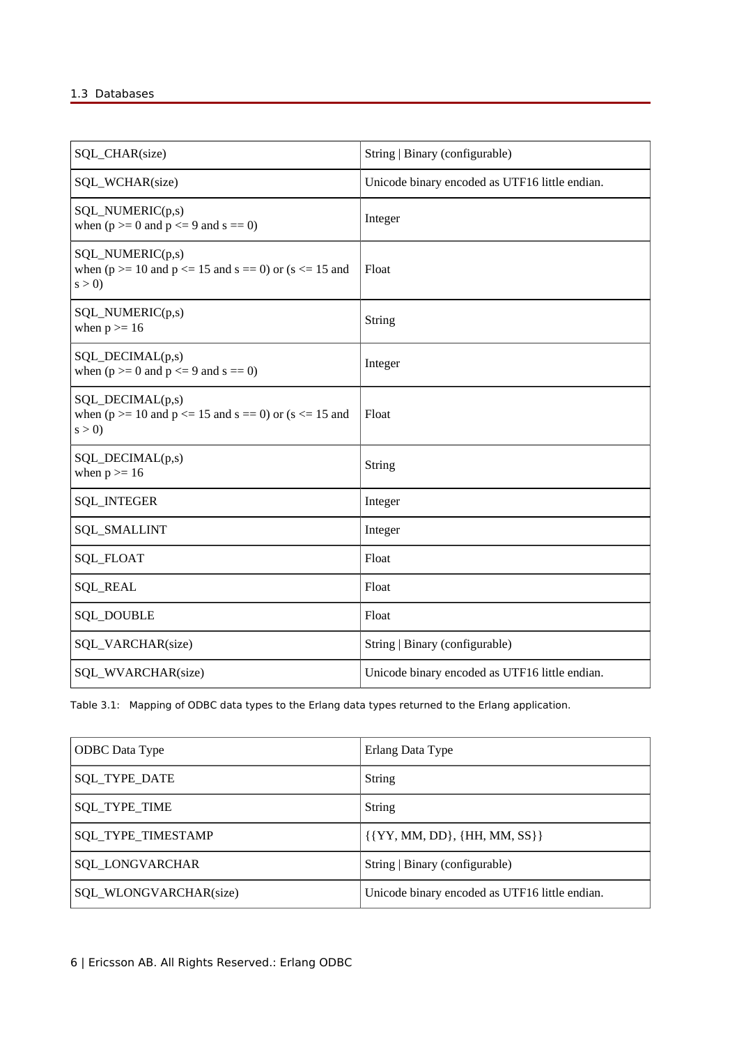| | |
|---|---|
| SQL_CHAR(size) | String \| Binary (configurable) |
| SQL_WCHAR(size) | Unicode binary encoded as UTF16 little endian. |
| SQL_NUMERIC(p,s)<br>when (p >= 0 and p <= 9 and s == 0) | Integer |
| SQL_NUMERIC(p,s)<br>when (p >= 10 and p <= 15 and s == 0) or (s <= 15 and s > 0) | Float |
| SQL_NUMERIC(p,s)<br>when p >= 16 | String |
| SQL_DECIMAL(p,s)<br>when (p >= 0 and p <= 9 and s == 0) | Integer |
| SQL_DECIMAL(p,s)<br>when (p >= 10 and p <= 15 and s == 0) or (s <= 15 and s > 0) | Float |
| SQL_DECIMAL(p,s)<br>when p >= 16 | String |
| SQL_INTEGER | Integer |
| SQL_SMALLINT | Integer |
| SQL_FLOAT | Float |
| SQL_REAL | Float |
| SQL_DOUBLE | Float |
| SQL_VARCHAR(size) | String \| Binary (configurable) |
| SQL_WVARCHAR(size) | Unicode binary encoded as UTF16 little endian. |

Table 3.1: Mapping of ODBC data types to the Erlang data types returned to the Erlang application.

| ODBC Data Type | Erlang Data Type |
|---|---|
| SQL_TYPE_DATE | String |
| SQL_TYPE_TIME | String |
| SQL_TYPE_TIMESTAMP | {{YY, MM, DD}, {HH, MM, SS}} |
| SQL_LONGVARCHAR | String \| Binary (configurable) |
| SQL_WLONGVARCHAR(size) | Unicode binary encoded as UTF16 little endian. |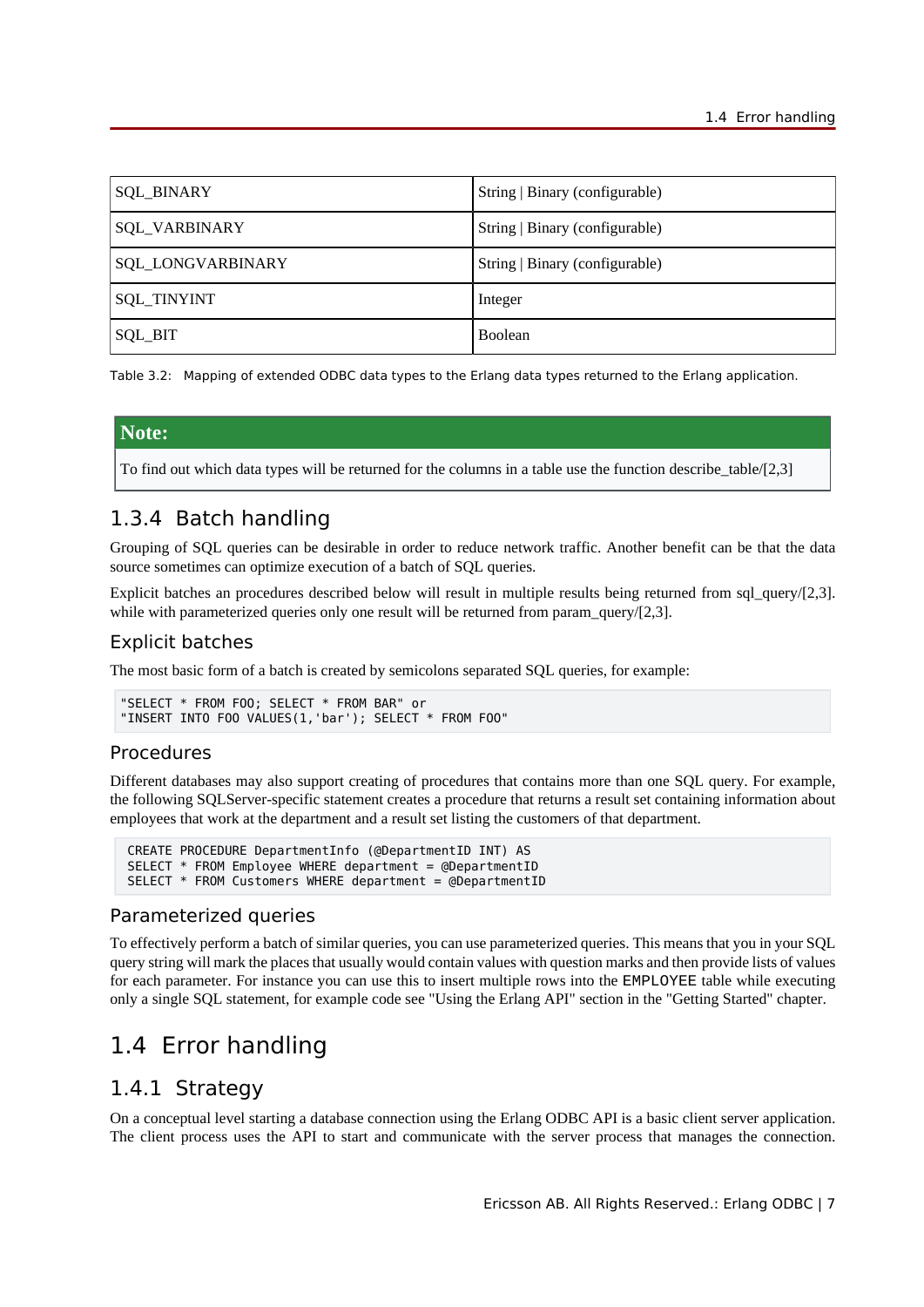| SQL_BINARY | String \| Binary (configurable) |
|---|---|
| SQL_VARBINARY | String \| Binary (configurable) |
| SQL_LONGVARBINARY | String \| Binary (configurable) |
| SQL_TINYINT | Integer |
| SQL_BIT | Boolean |

Table 3.2: Mapping of extended ODBC data types to the Erlang data types returned to the Erlang application.

> **Note:**
>
> To find out which data types will be returned for the columns in a table use the function describe_table/[2,3]

### 1.3.4 Batch handling

Grouping of SQL queries can be desirable in order to reduce network traffic. Another benefit can be that the data source sometimes can optimize execution of a batch of SQL queries.

Explicit batches an procedures described below will result in multiple results being returned from sql_query/[2,3]. while with parameterized queries only one result will be returned from param_query/[2,3].

#### Explicit batches

The most basic form of a batch is created by semicolons separated SQL queries, for example:

```
"SELECT * FROM FOO; SELECT * FROM BAR" or
"INSERT INTO FOO VALUES(1,'bar'); SELECT * FROM FOO"
```

#### Procedures

Different databases may also support creating of procedures that contains more than one SQL query. For example, the following SQLServer-specific statement creates a procedure that returns a result set containing information about employees that work at the department and a result set listing the customers of that department.

```
 CREATE PROCEDURE DepartmentInfo (@DepartmentID INT) AS
 SELECT * FROM Employee WHERE department = @DepartmentID
 SELECT * FROM Customers WHERE department = @DepartmentID
```

#### Parameterized queries

To effectively perform a batch of similar queries, you can use parameterized queries. This means that you in your SQL query string will mark the places that usually would contain values with question marks and then provide lists of values for each parameter. For instance you can use this to insert multiple rows into the `EMPLOYEE` table while executing only a single SQL statement, for example code see "Using the Erlang API" section in the "Getting Started" chapter.

## 1.4 Error handling

### 1.4.1 Strategy

On a conceptual level starting a database connection using the Erlang ODBC API is a basic client server application. The client process uses the API to start and communicate with the server process that manages the connection.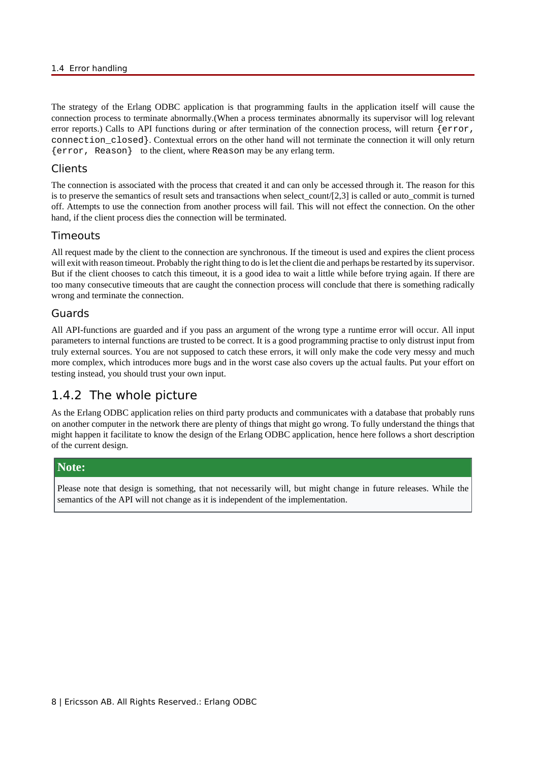The strategy of the Erlang ODBC application is that programming faults in the application itself will cause the connection process to terminate abnormally.(When a process terminates abnormally its supervisor will log relevant error reports.) Calls to API functions during or after termination of the connection process, will return `{error, connection_closed}`. Contextual errors on the other hand will not terminate the connection it will only return `{error, Reason}` to the client, where `Reason` may be any erlang term.

### Clients

The connection is associated with the process that created it and can only be accessed through it. The reason for this is to preserve the semantics of result sets and transactions when select_count/[2,3] is called or auto_commit is turned off. Attempts to use the connection from another process will fail. This will not effect the connection. On the other hand, if the client process dies the connection will be terminated.

### Timeouts

All request made by the client to the connection are synchronous. If the timeout is used and expires the client process will exit with reason timeout. Probably the right thing to do is let the client die and perhaps be restarted by its supervisor. But if the client chooses to catch this timeout, it is a good idea to wait a little while before trying again. If there are too many consecutive timeouts that are caught the connection process will conclude that there is something radically wrong and terminate the connection.

### Guards

All API-functions are guarded and if you pass an argument of the wrong type a runtime error will occur. All input parameters to internal functions are trusted to be correct. It is a good programming practise to only distrust input from truly external sources. You are not supposed to catch these errors, it will only make the code very messy and much more complex, which introduces more bugs and in the worst case also covers up the actual faults. Put your effort on testing instead, you should trust your own input.

## 1.4.2 The whole picture

As the Erlang ODBC application relies on third party products and communicates with a database that probably runs on another computer in the network there are plenty of things that might go wrong. To fully understand the things that might happen it facilitate to know the design of the Erlang ODBC application, hence here follows a short description of the current design.

> **Note:**
>
> Please note that design is something, that not necessarily will, but might change in future releases. While the semantics of the API will not change as it is independent of the implementation.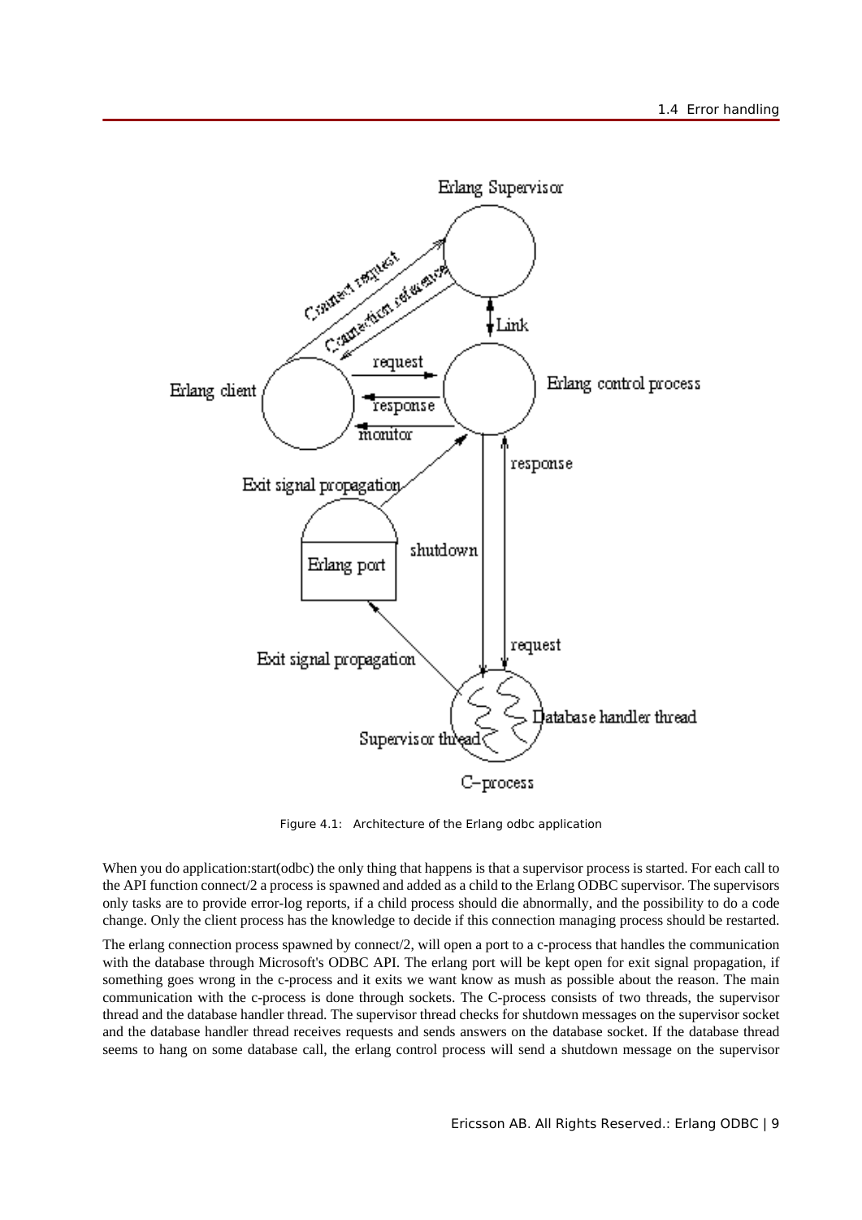Figure 4.1:   Architecture of the Erlang odbc application

When you do application:start(odbc) the only thing that happens is that a supervisor process is started. For each call to the API function connect/2 a process is spawned and added as a child to the Erlang ODBC supervisor. The supervisors only tasks are to provide error-log reports, if a child process should die abnormally, and the possibility to do a code change. Only the client process has the knowledge to decide if this connection managing process should be restarted.

The erlang connection process spawned by connect/2, will open a port to a c-process that handles the communication with the database through Microsoft's ODBC API. The erlang port will be kept open for exit signal propagation, if something goes wrong in the c-process and it exits we want know as mush as possible about the reason. The main communication with the c-process is done through sockets. The C-process consists of two threads, the supervisor thread and the database handler thread. The supervisor thread checks for shutdown messages on the supervisor socket and the database handler thread receives requests and sends answers on the database socket. If the database thread seems to hang on some database call, the erlang control process will send a shutdown message on the supervisor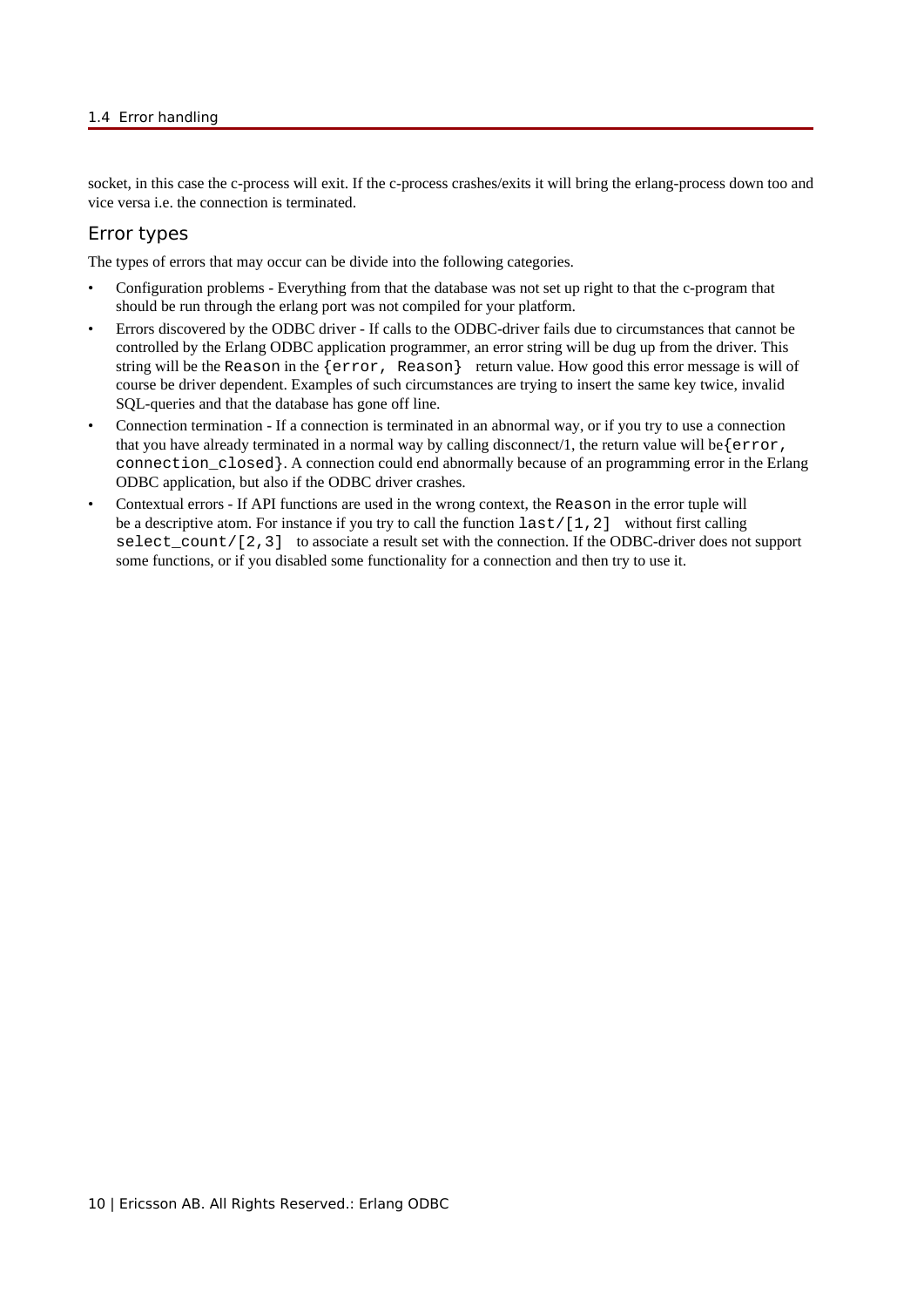socket, in this case the c-process will exit. If the c-process crashes/exits it will bring the erlang-process down too and vice versa i.e. the connection is terminated.

## Error types

The types of errors that may occur can be divide into the following categories.

- Configuration problems - Everything from that the database was not set up right to that the c-program that should be run through the erlang port was not compiled for your platform.
- Errors discovered by the ODBC driver - If calls to the ODBC-driver fails due to circumstances that cannot be controlled by the Erlang ODBC application programmer, an error string will be dug up from the driver. This string will be the `Reason` in the `{error, Reason}` return value. How good this error message is will of course be driver dependent. Examples of such circumstances are trying to insert the same key twice, invalid SQL-queries and that the database has gone off line.
- Connection termination - If a connection is terminated in an abnormal way, or if you try to use a connection that you have already terminated in a normal way by calling disconnect/1, the return value will be `{error, connection_closed}`. A connection could end abnormally because of an programming error in the Erlang ODBC application, but also if the ODBC driver crashes.
- Contextual errors - If API functions are used in the wrong context, the `Reason` in the error tuple will be a descriptive atom. For instance if you try to call the function `last/[1,2]` without first calling `select_count/[2,3]` to associate a result set with the connection. If the ODBC-driver does not support some functions, or if you disabled some functionality for a connection and then try to use it.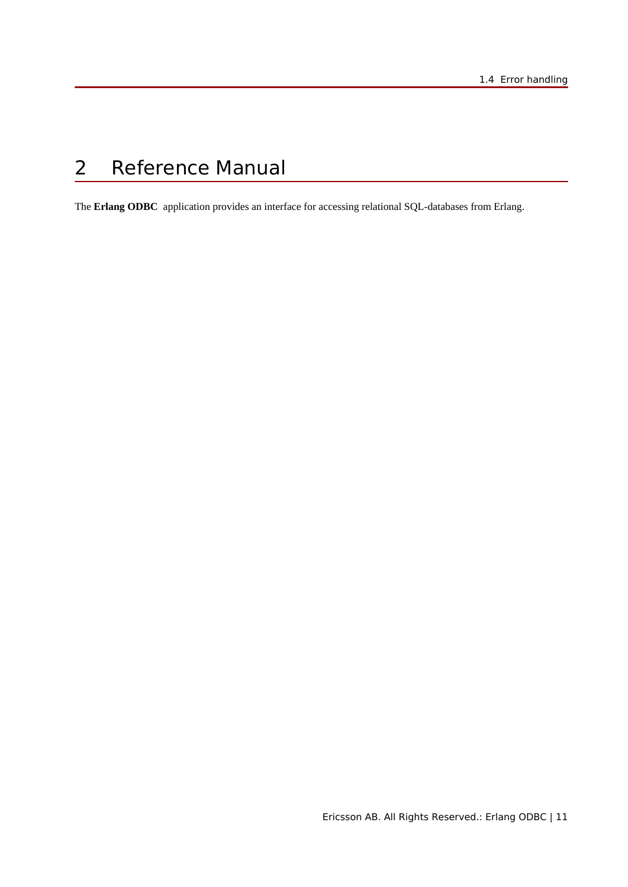# 2 Reference Manual

The **Erlang ODBC** application provides an interface for accessing relational SQL-databases from Erlang.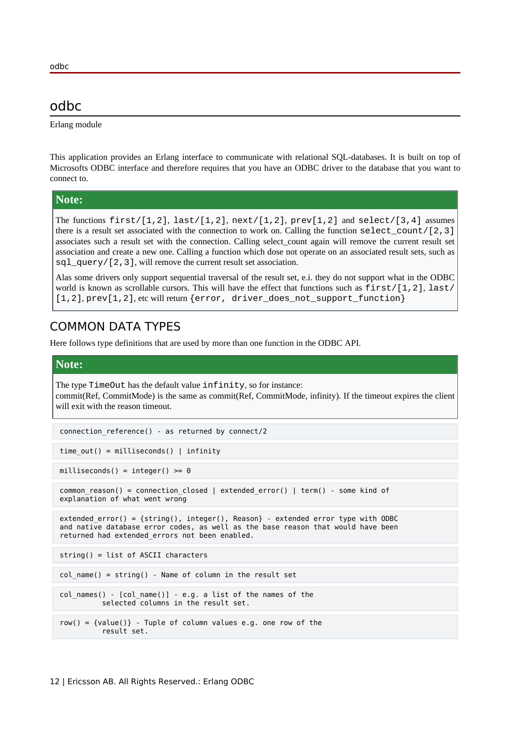# odbc

Erlang module

This application provides an Erlang interface to communicate with relational SQL-databases. It is built on top of Microsofts ODBC interface and therefore requires that you have an ODBC driver to the database that you want to connect to.

> **Note:**
>
> The functions `first/[1,2]`, `last/[1,2]`, `next/[1,2]`, `prev[1,2]` and `select/[3,4]` assumes there is a result set associated with the connection to work on. Calling the function `select_count/[2,3]` associates such a result set with the connection. Calling select_count again will remove the current result set association and create a new one. Calling a function which dose not operate on an associated result sets, such as `sql_query/[2,3]`, will remove the current result set association.
>
> Alas some drivers only support sequential traversal of the result set, e.i. they do not support what in the ODBC world is known as scrollable cursors. This will have the effect that functions such as `first/[1,2]`, `last/[1,2]`, `prev[1,2]`, etc will return `{error, driver_does_not_support_function}`

## COMMON DATA TYPES

Here follows type definitions that are used by more than one function in the ODBC API.

> **Note:**
>
> The type `TimeOut` has the default value `infinity`, so for instance:
> commit(Ref, CommitMode) is the same as commit(Ref, CommitMode, infinity). If the timeout expires the client will exit with the reason timeout.

```
connection_reference() - as returned by connect/2
```

```
time_out() = milliseconds() | infinity
```

```
milliseconds() = integer() >= 0
```

```
common_reason() = connection_closed | extended_error() | term() - some kind of
explanation of what went wrong
```

```
extended_error() = {string(), integer(), Reason} - extended error type with ODBC
and native database error codes, as well as the base reason that would have been
returned had extended_errors not been enabled.
```

```
string() = list of ASCII characters
```

```
col_name() = string() - Name of column in the result set
```

```
col_names() - [col_name()] - e.g. a list of the names of the
          selected columns in the result set.
```

```
row() = {value()} - Tuple of column values e.g. one row of the
          result set.
```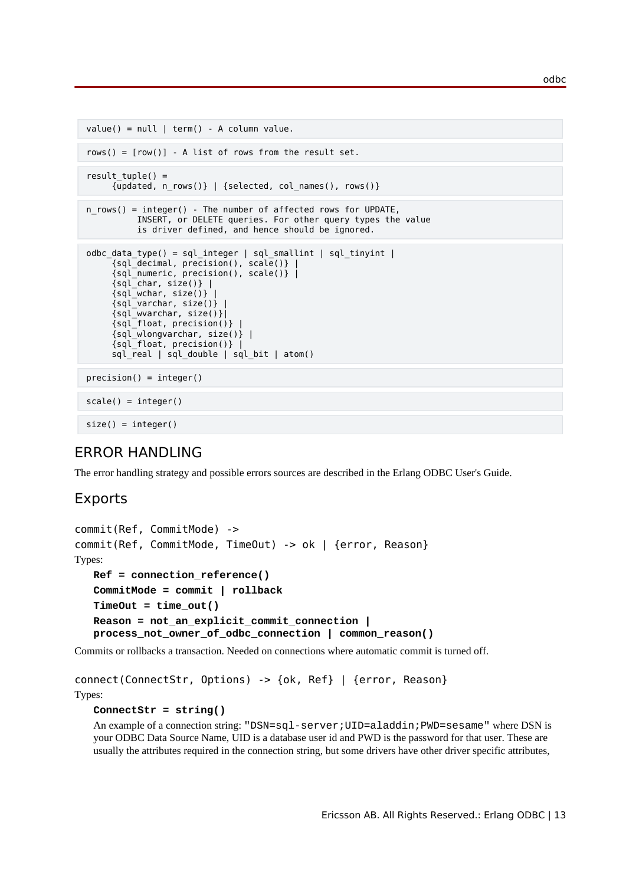```
value() = null | term() - A column value.
```

```
rows() = [row()] - A list of rows from the result set.
```

```
result_tuple() =
     {updated, n_rows()} | {selected, col_names(), rows()}
```

```
n_rows() = integer() - The number of affected rows for UPDATE,
          INSERT, or DELETE queries. For other query types the value
          is driver defined, and hence should be ignored.
```

```
odbc_data_type() = sql_integer | sql_smallint | sql_tinyint |
     {sql_decimal, precision(), scale()} |
     {sql_numeric, precision(), scale()} |
     {sql_char, size()} |
     {sql_wchar, size()} |
     {sql_varchar, size()} |
     {sql_wvarchar, size()}|
     {sql_float, precision()} |
     {sql_wlongvarchar, size()} |
     {sql_float, precision()} |
     sql_real | sql_double | sql_bit | atom()
```

```
precision() = integer()
```

```
scale() = integer()
```

```
size() = integer()
```

## ERROR HANDLING

The error handling strategy and possible errors sources are described in the Erlang ODBC User's Guide.

## Exports

```
commit(Ref, CommitMode) ->
commit(Ref, CommitMode, TimeOut) -> ok | {error, Reason}
```

Types:

**Ref = connection_reference()**
**CommitMode = commit | rollback**
**TimeOut = time_out()**
**Reason = not_an_explicit_commit_connection | process_not_owner_of_odbc_connection | common_reason()**

Commits or rollbacks a transaction. Needed on connections where automatic commit is turned off.

```
connect(ConnectStr, Options) -> {ok, Ref} | {error, Reason}
```

Types:

**ConnectStr = string()**

An example of a connection string: `"DSN=sql-server;UID=aladdin;PWD=sesame"` where DSN is your ODBC Data Source Name, UID is a database user id and PWD is the password for that user. These are usually the attributes required in the connection string, but some drivers have other driver specific attributes,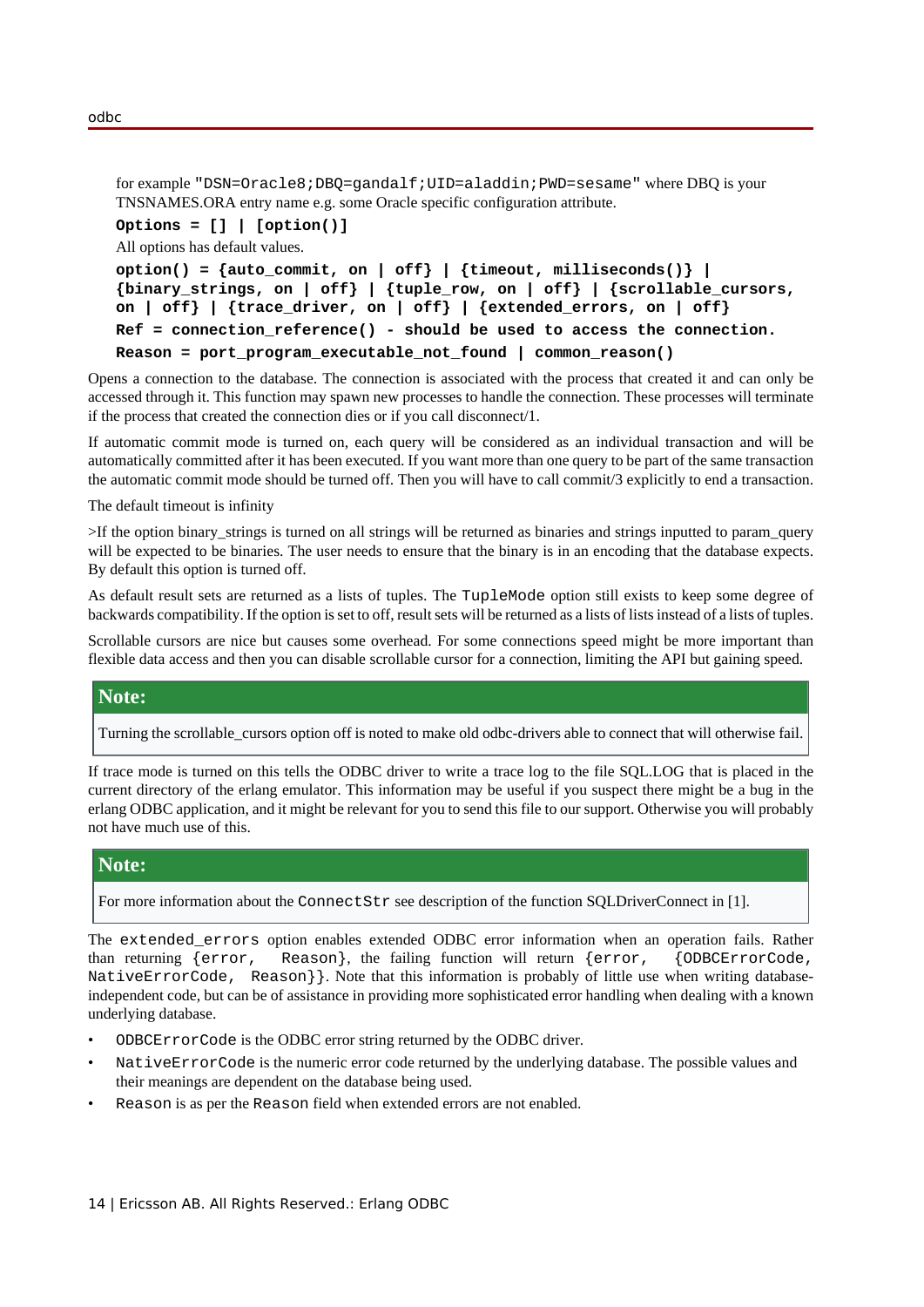for example `"DSN=Oracle8;DBQ=gandalf;UID=aladdin;PWD=sesame"` where DBQ is your TNSNAMES.ORA entry name e.g. some Oracle specific configuration attribute.

**`Options = [] | [option()]`**

All options has default values.

**`option() = {auto_commit, on | off} | {timeout, milliseconds()} | {binary_strings, on | off} | {tuple_row, on | off} | {scrollable_cursors, on | off} | {trace_driver, on | off} | {extended_errors, on | off}`**

**`Ref = connection_reference() - should be used to access the connection.`**

**`Reason = port_program_executable_not_found | common_reason()`**

Opens a connection to the database. The connection is associated with the process that created it and can only be accessed through it. This function may spawn new processes to handle the connection. These processes will terminate if the process that created the connection dies or if you call disconnect/1.

If automatic commit mode is turned on, each query will be considered as an individual transaction and will be automatically committed after it has been executed. If you want more than one query to be part of the same transaction the automatic commit mode should be turned off. Then you will have to call commit/3 explicitly to end a transaction.

The default timeout is infinity

>If the option binary_strings is turned on all strings will be returned as binaries and strings inputted to param_query will be expected to be binaries. The user needs to ensure that the binary is in an encoding that the database expects. By default this option is turned off.

As default result sets are returned as a lists of tuples. The `TupleMode` option still exists to keep some degree of backwards compatibility. If the option is set to off, result sets will be returned as a lists of lists instead of a lists of tuples.

Scrollable cursors are nice but causes some overhead. For some connections speed might be more important than flexible data access and then you can disable scrollable cursor for a connection, limiting the API but gaining speed.

> **Note:**
>
> Turning the scrollable_cursors option off is noted to make old odbc-drivers able to connect that will otherwise fail.

If trace mode is turned on this tells the ODBC driver to write a trace log to the file SQL.LOG that is placed in the current directory of the erlang emulator. This information may be useful if you suspect there might be a bug in the erlang ODBC application, and it might be relevant for you to send this file to our support. Otherwise you will probably not have much use of this.

> **Note:**
>
> For more information about the `ConnectStr` see description of the function SQLDriverConnect in [1].

The `extended_errors` option enables extended ODBC error information when an operation fails. Rather than returning `{error, Reason}`, the failing function will return `{error, {ODBCErrorCode, NativeErrorCode, Reason}}`. Note that this information is probably of little use when writing database-independent code, but can be of assistance in providing more sophisticated error handling when dealing with a known underlying database.

- `ODBCErrorCode` is the ODBC error string returned by the ODBC driver.
- `NativeErrorCode` is the numeric error code returned by the underlying database. The possible values and their meanings are dependent on the database being used.
- `Reason` is as per the `Reason` field when extended errors are not enabled.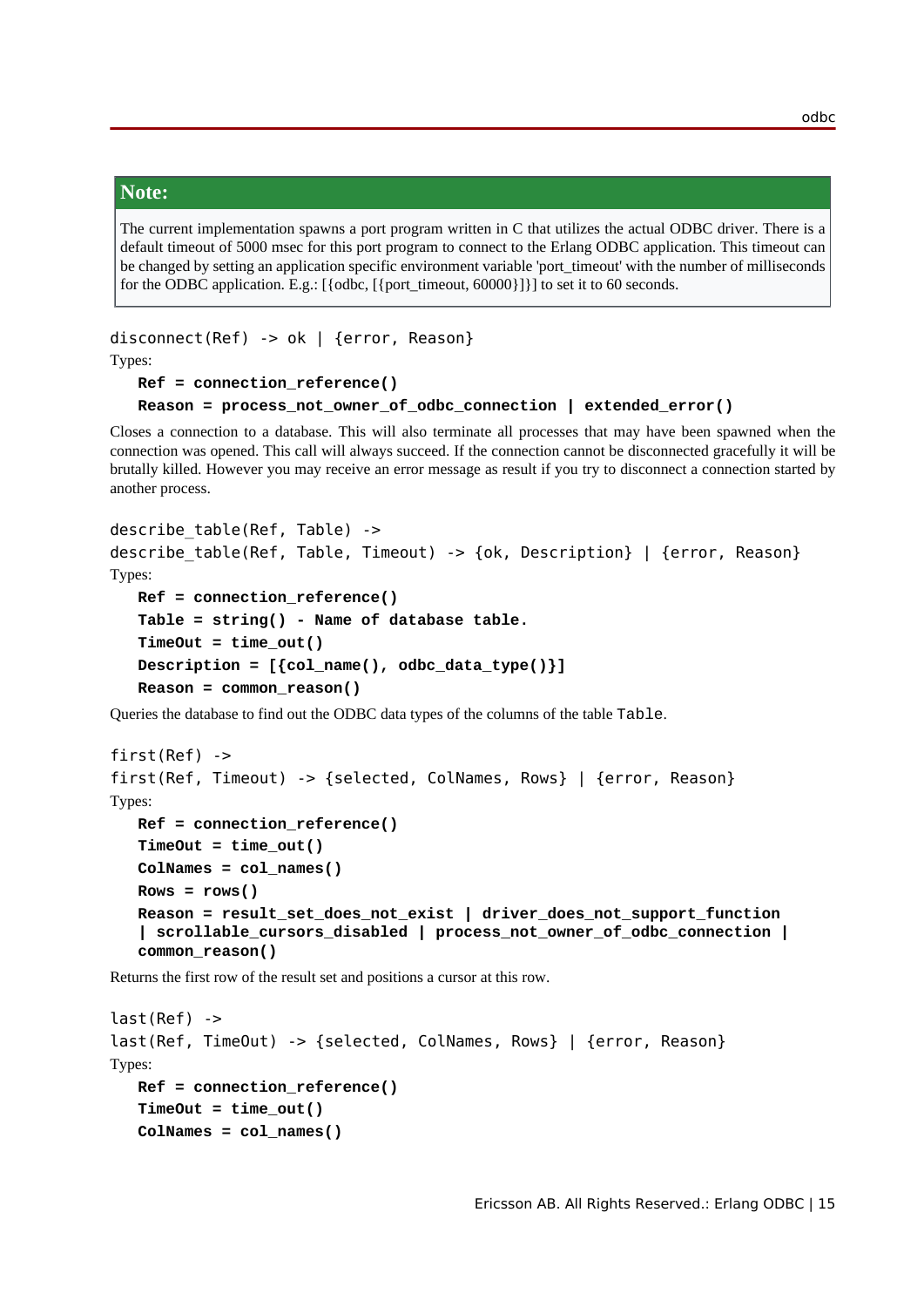> **Note:**
>
> The current implementation spawns a port program written in C that utilizes the actual ODBC driver. There is a default timeout of 5000 msec for this port program to connect to the Erlang ODBC application. This timeout can be changed by setting an application specific environment variable 'port_timeout' with the number of milliseconds for the ODBC application. E.g.: [{odbc, [{port_timeout, 60000}]}] to set it to 60 seconds.

```
disconnect(Ref) -> ok | {error, Reason}
```

Types:

**Ref = connection_reference()**

**Reason = process_not_owner_of_odbc_connection | extended_error()**

Closes a connection to a database. This will also terminate all processes that may have been spawned when the connection was opened. This call will always succeed. If the connection cannot be disconnected gracefully it will be brutally killed. However you may receive an error message as result if you try to disconnect a connection started by another process.

```
describe_table(Ref, Table) ->
describe_table(Ref, Table, Timeout) -> {ok, Description} | {error, Reason}
```

Types:

**Ref = connection_reference()**

**Table = string() - Name of database table.**

**TimeOut = time_out()**

**Description = [{col_name(), odbc_data_type()}]**

**Reason = common_reason()**

Queries the database to find out the ODBC data types of the columns of the table `Table`.

```
first(Ref) ->
first(Ref, Timeout) -> {selected, ColNames, Rows} | {error, Reason}
```

Types:

**Ref = connection_reference()**

**TimeOut = time_out()**

**ColNames = col_names()**

**Rows = rows()**

**Reason = result_set_does_not_exist | driver_does_not_support_function | scrollable_cursors_disabled | process_not_owner_of_odbc_connection | common_reason()**

Returns the first row of the result set and positions a cursor at this row.

```
last(Ref) ->
last(Ref, TimeOut) -> {selected, ColNames, Rows} | {error, Reason}
```

Types:

**Ref = connection_reference()**

**TimeOut = time_out()**

**ColNames = col_names()**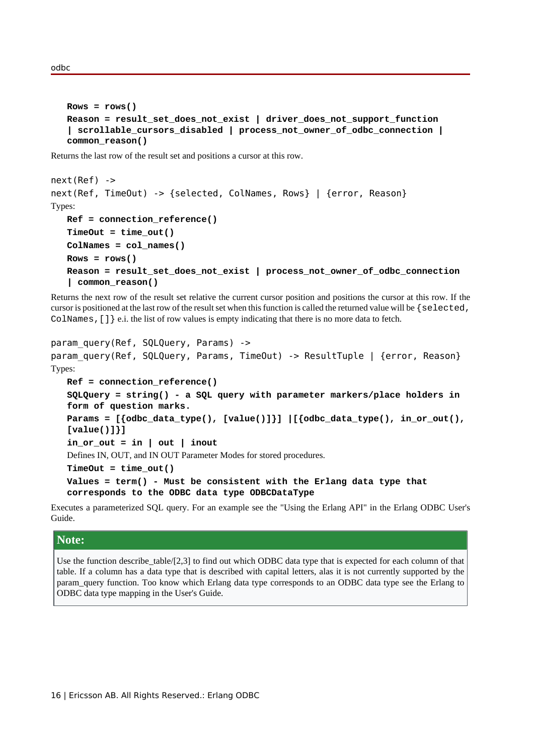**Rows = rows()**

**Reason = result_set_does_not_exist | driver_does_not_support_function | scrollable_cursors_disabled | process_not_owner_of_odbc_connection | common_reason()**

Returns the last row of the result set and positions a cursor at this row.

```
next(Ref) ->
next(Ref, TimeOut) -> {selected, ColNames, Rows} | {error, Reason}
```

Types:

**Ref = connection_reference()**

**TimeOut = time_out()**

**ColNames = col_names()**

**Rows = rows()**

**Reason = result_set_does_not_exist | process_not_owner_of_odbc_connection | common_reason()**

Returns the next row of the result set relative the current cursor position and positions the cursor at this row. If the cursor is positioned at the last row of the result set when this function is called the returned value will be `{selected, ColNames,[]}` e.i. the list of row values is empty indicating that there is no more data to fetch.

```
param_query(Ref, SQLQuery, Params) ->
param_query(Ref, SQLQuery, Params, TimeOut) -> ResultTuple | {error, Reason}
```

Types:

**Ref = connection_reference()**

**SQLQuery = string() - a SQL query with parameter markers/place holders in form of question marks.**

**Params = [{odbc_data_type(), [value()]}] |[{odbc_data_type(), in_or_out(), [value()]}]**

**in_or_out = in | out | inout**

Defines IN, OUT, and IN OUT Parameter Modes for stored procedures.

**TimeOut = time_out()**

**Values = term() - Must be consistent with the Erlang data type that corresponds to the ODBC data type ODBCDataType**

Executes a parameterized SQL query. For an example see the "Using the Erlang API" in the Erlang ODBC User's Guide.

> **Note:**
>
> Use the function describe_table/[2,3] to find out which ODBC data type that is expected for each column of that table. If a column has a data type that is described with capital letters, alas it is not currently supported by the param_query function. Too know which Erlang data type corresponds to an ODBC data type see the Erlang to ODBC data type mapping in the User's Guide.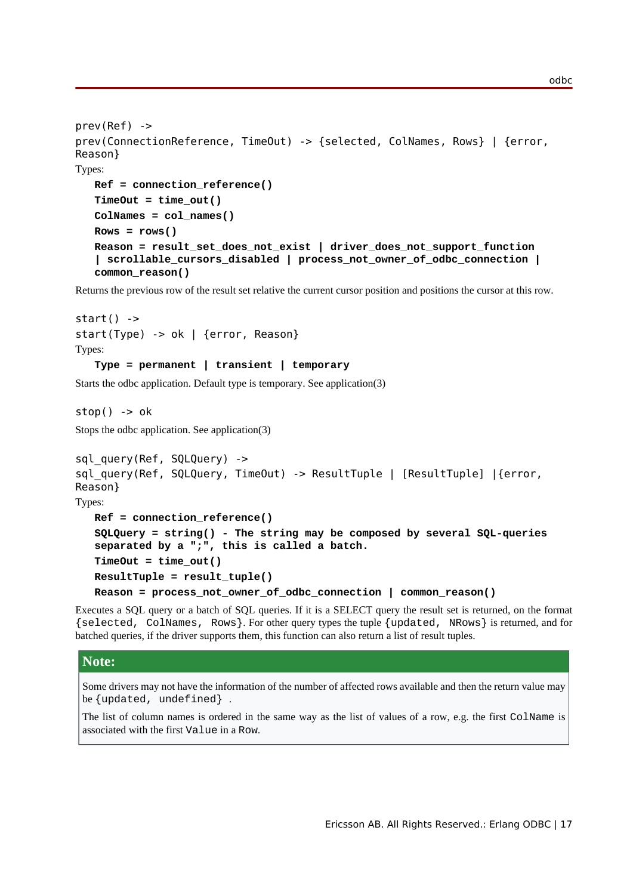```
prev(Ref) ->
prev(ConnectionReference, TimeOut) -> {selected, ColNames, Rows} | {error, Reason}
```

Types:

**Ref = connection_reference()**
**TimeOut = time_out()**
**ColNames = col_names()**
**Rows = rows()**
**Reason = result_set_does_not_exist | driver_does_not_support_function | scrollable_cursors_disabled | process_not_owner_of_odbc_connection | common_reason()**

Returns the previous row of the result set relative the current cursor position and positions the cursor at this row.

```
start() ->
start(Type) -> ok | {error, Reason}
```

Types:

**Type = permanent | transient | temporary**

Starts the odbc application. Default type is temporary. See application(3)

```
stop() -> ok
```

Stops the odbc application. See application(3)

```
sql_query(Ref, SQLQuery) ->
sql_query(Ref, SQLQuery, TimeOut) -> ResultTuple | [ResultTuple] |{error, Reason}
```

Types:

**Ref = connection_reference()**
**SQLQuery = string() - The string may be composed by several SQL-queries separated by a ";", this is called a batch.**
**TimeOut = time_out()**
**ResultTuple = result_tuple()**
**Reason = process_not_owner_of_odbc_connection | common_reason()**

Executes a SQL query or a batch of SQL queries. If it is a SELECT query the result set is returned, on the format `{selected, ColNames, Rows}`. For other query types the tuple `{updated, NRows}` is returned, and for batched queries, if the driver supports them, this function can also return a list of result tuples.

> **Note:**
>
> Some drivers may not have the information of the number of affected rows available and then the return value may be `{updated, undefined}` .
>
> The list of column names is ordered in the same way as the list of values of a row, e.g. the first `ColName` is associated with the first `Value` in a `Row`.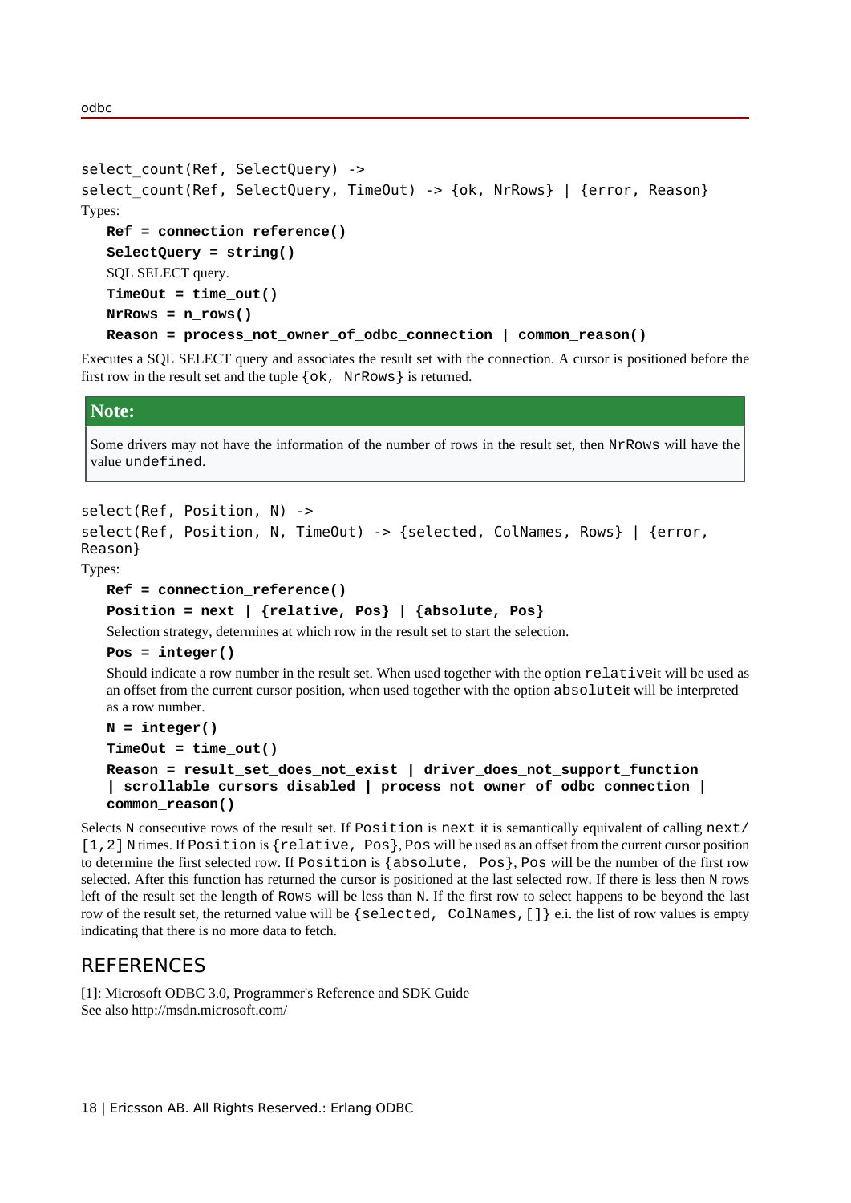```
select_count(Ref, SelectQuery) ->
select_count(Ref, SelectQuery, TimeOut) -> {ok, NrRows} | {error, Reason}
```

Types:

**`Ref = connection_reference()`**

**`SelectQuery = string()`**

SQL SELECT query.

**`TimeOut = time_out()`**

**`NrRows = n_rows()`**

**`Reason = process_not_owner_of_odbc_connection | common_reason()`**

Executes a SQL SELECT query and associates the result set with the connection. A cursor is positioned before the first row in the result set and the tuple `{ok, NrRows}` is returned.

> **Note:**
>
> Some drivers may not have the information of the number of rows in the result set, then `NrRows` will have the value `undefined`.

```
select(Ref, Position, N) ->
select(Ref, Position, N, TimeOut) -> {selected, ColNames, Rows} | {error, Reason}
```

Types:

**`Ref = connection_reference()`**

**`Position = next | {relative, Pos} | {absolute, Pos}`**

Selection strategy, determines at which row in the result set to start the selection.

**`Pos = integer()`**

Should indicate a row number in the result set. When used together with the option `relative`it will be used as an offset from the current cursor position, when used together with the option `absolute`it will be interpreted as a row number.

**`N = integer()`**

**`TimeOut = time_out()`**

**`Reason = result_set_does_not_exist | driver_does_not_support_function | scrollable_cursors_disabled | process_not_owner_of_odbc_connection | common_reason()`**

Selects `N` consecutive rows of the result set. If `Position` is `next` it is semantically equivalent of calling `next/[1,2]` `N` times. If `Position` is `{relative, Pos}`, `Pos` will be used as an offset from the current cursor position to determine the first selected row. If `Position` is `{absolute, Pos}`, `Pos` will be the number of the first row selected. After this function has returned the cursor is positioned at the last selected row. If there is less then `N` rows left of the result set the length of `Rows` will be less than `N`. If the first row to select happens to be beyond the last row of the result set, the returned value will be `{selected, ColNames,[]}` e.i. the list of row values is empty indicating that there is no more data to fetch.

## REFERENCES

[1]: Microsoft ODBC 3.0, Programmer's Reference and SDK Guide
See also http://msdn.microsoft.com/